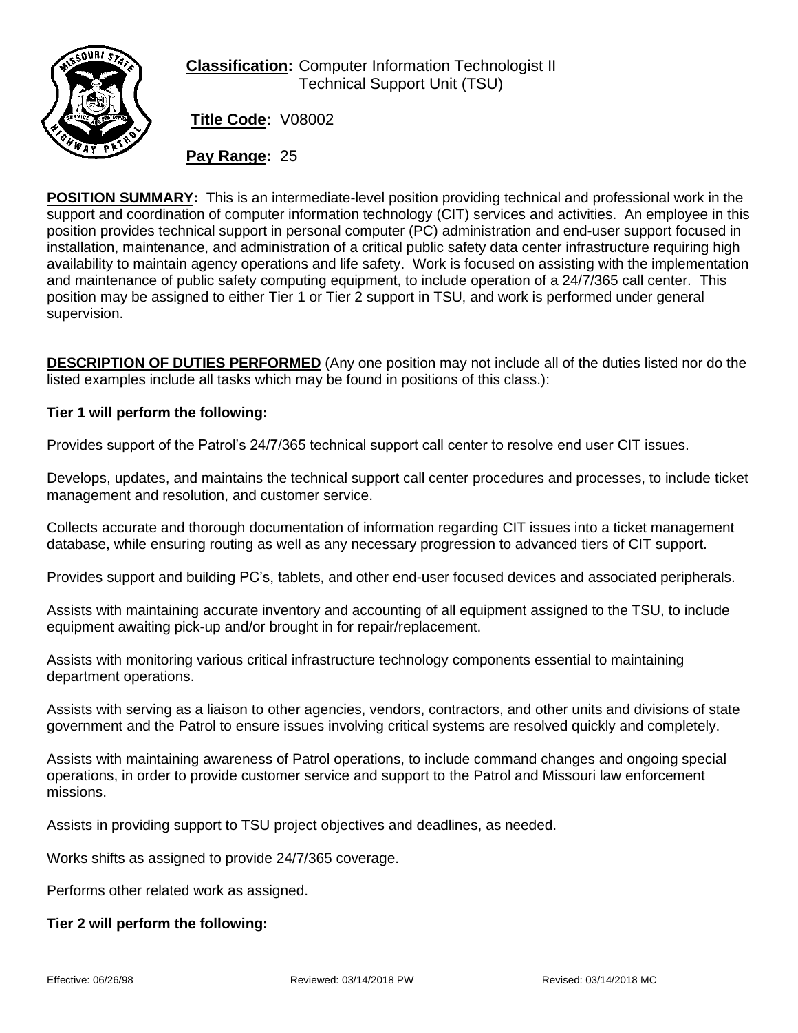**Classification:** Computer Information Technologist II
Technical Support Unit (TSU)

**Title Code:** V08002

**Pay Range:** 25

**POSITION SUMMARY:** This is an intermediate-level position providing technical and professional work in the support and coordination of computer information technology (CIT) services and activities. An employee in this position provides technical support in personal computer (PC) administration and end-user support focused in installation, maintenance, and administration of a critical public safety data center infrastructure requiring high availability to maintain agency operations and life safety. Work is focused on assisting with the implementation and maintenance of public safety computing equipment, to include operation of a 24/7/365 call center. This position may be assigned to either Tier 1 or Tier 2 support in TSU, and work is performed under general supervision.

**DESCRIPTION OF DUTIES PERFORMED** (Any one position may not include all of the duties listed nor do the listed examples include all tasks which may be found in positions of this class.):

**Tier 1 will perform the following:**

Provides support of the Patrol's 24/7/365 technical support call center to resolve end user CIT issues.

Develops, updates, and maintains the technical support call center procedures and processes, to include ticket management and resolution, and customer service.

Collects accurate and thorough documentation of information regarding CIT issues into a ticket management database, while ensuring routing as well as any necessary progression to advanced tiers of CIT support.

Provides support and building PC's, tablets, and other end-user focused devices and associated peripherals.

Assists with maintaining accurate inventory and accounting of all equipment assigned to the TSU, to include equipment awaiting pick-up and/or brought in for repair/replacement.

Assists with monitoring various critical infrastructure technology components essential to maintaining department operations.

Assists with serving as a liaison to other agencies, vendors, contractors, and other units and divisions of state government and the Patrol to ensure issues involving critical systems are resolved quickly and completely.

Assists with maintaining awareness of Patrol operations, to include command changes and ongoing special operations, in order to provide customer service and support to the Patrol and Missouri law enforcement missions.

Assists in providing support to TSU project objectives and deadlines, as needed.

Works shifts as assigned to provide 24/7/365 coverage.

Performs other related work as assigned.

**Tier 2 will perform the following:**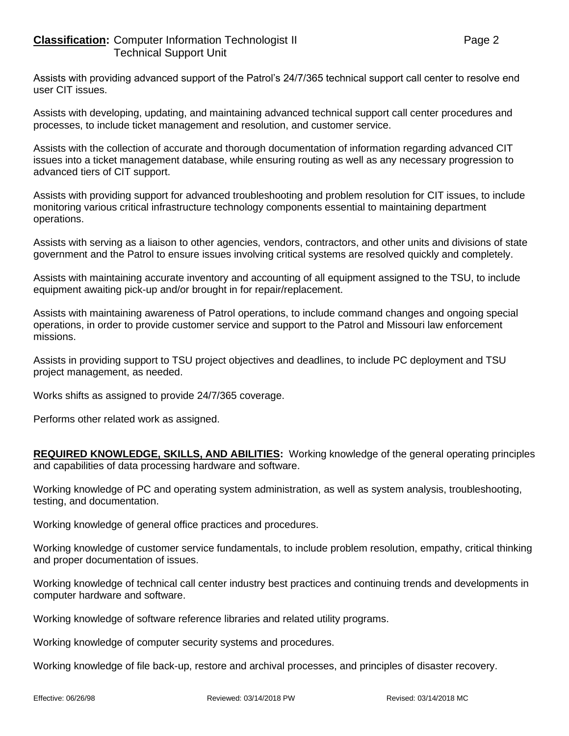Assists with providing advanced support of the Patrol's 24/7/365 technical support call center to resolve end user CIT issues.

Assists with developing, updating, and maintaining advanced technical support call center procedures and processes, to include ticket management and resolution, and customer service.

Assists with the collection of accurate and thorough documentation of information regarding advanced CIT issues into a ticket management database, while ensuring routing as well as any necessary progression to advanced tiers of CIT support.

Assists with providing support for advanced troubleshooting and problem resolution for CIT issues, to include monitoring various critical infrastructure technology components essential to maintaining department operations.

Assists with serving as a liaison to other agencies, vendors, contractors, and other units and divisions of state government and the Patrol to ensure issues involving critical systems are resolved quickly and completely.

Assists with maintaining accurate inventory and accounting of all equipment assigned to the TSU, to include equipment awaiting pick-up and/or brought in for repair/replacement.

Assists with maintaining awareness of Patrol operations, to include command changes and ongoing special operations, in order to provide customer service and support to the Patrol and Missouri law enforcement missions.

Assists in providing support to TSU project objectives and deadlines, to include PC deployment and TSU project management, as needed.

Works shifts as assigned to provide 24/7/365 coverage.

Performs other related work as assigned.

**REQUIRED KNOWLEDGE, SKILLS, AND ABILITIES:** Working knowledge of the general operating principles and capabilities of data processing hardware and software.

Working knowledge of PC and operating system administration, as well as system analysis, troubleshooting, testing, and documentation.

Working knowledge of general office practices and procedures.

Working knowledge of customer service fundamentals, to include problem resolution, empathy, critical thinking and proper documentation of issues.

Working knowledge of technical call center industry best practices and continuing trends and developments in computer hardware and software.

Working knowledge of software reference libraries and related utility programs.

Working knowledge of computer security systems and procedures.

Working knowledge of file back-up, restore and archival processes, and principles of disaster recovery.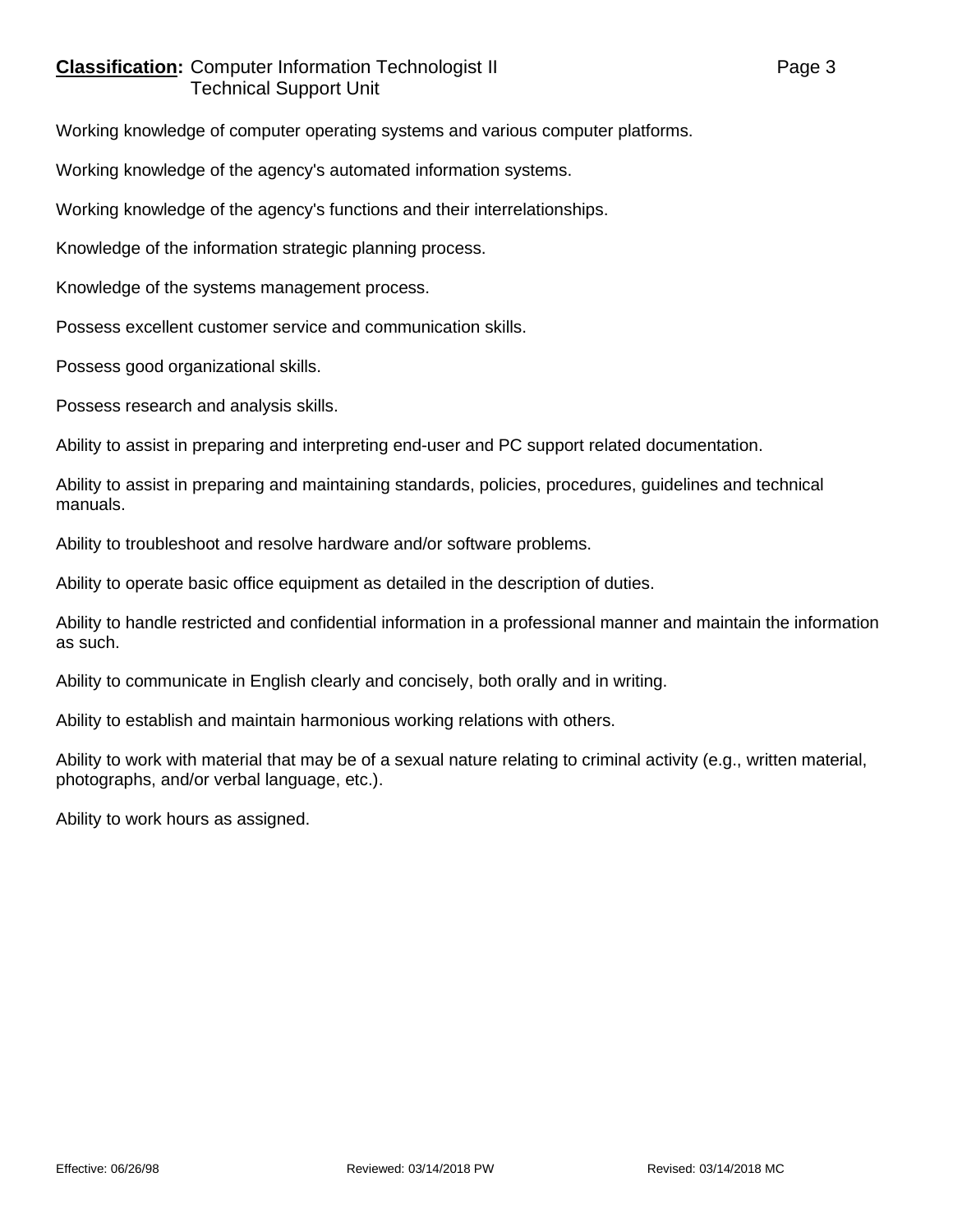Working knowledge of computer operating systems and various computer platforms.

Working knowledge of the agency's automated information systems.

Working knowledge of the agency's functions and their interrelationships.

Knowledge of the information strategic planning process.

Knowledge of the systems management process.

Possess excellent customer service and communication skills.

Possess good organizational skills.

Possess research and analysis skills.

Ability to assist in preparing and interpreting end-user and PC support related documentation.

Ability to assist in preparing and maintaining standards, policies, procedures, guidelines and technical manuals.

Ability to troubleshoot and resolve hardware and/or software problems.

Ability to operate basic office equipment as detailed in the description of duties.

Ability to handle restricted and confidential information in a professional manner and maintain the information as such.

Ability to communicate in English clearly and concisely, both orally and in writing.

Ability to establish and maintain harmonious working relations with others.

Ability to work with material that may be of a sexual nature relating to criminal activity (e.g., written material, photographs, and/or verbal language, etc.).

Ability to work hours as assigned.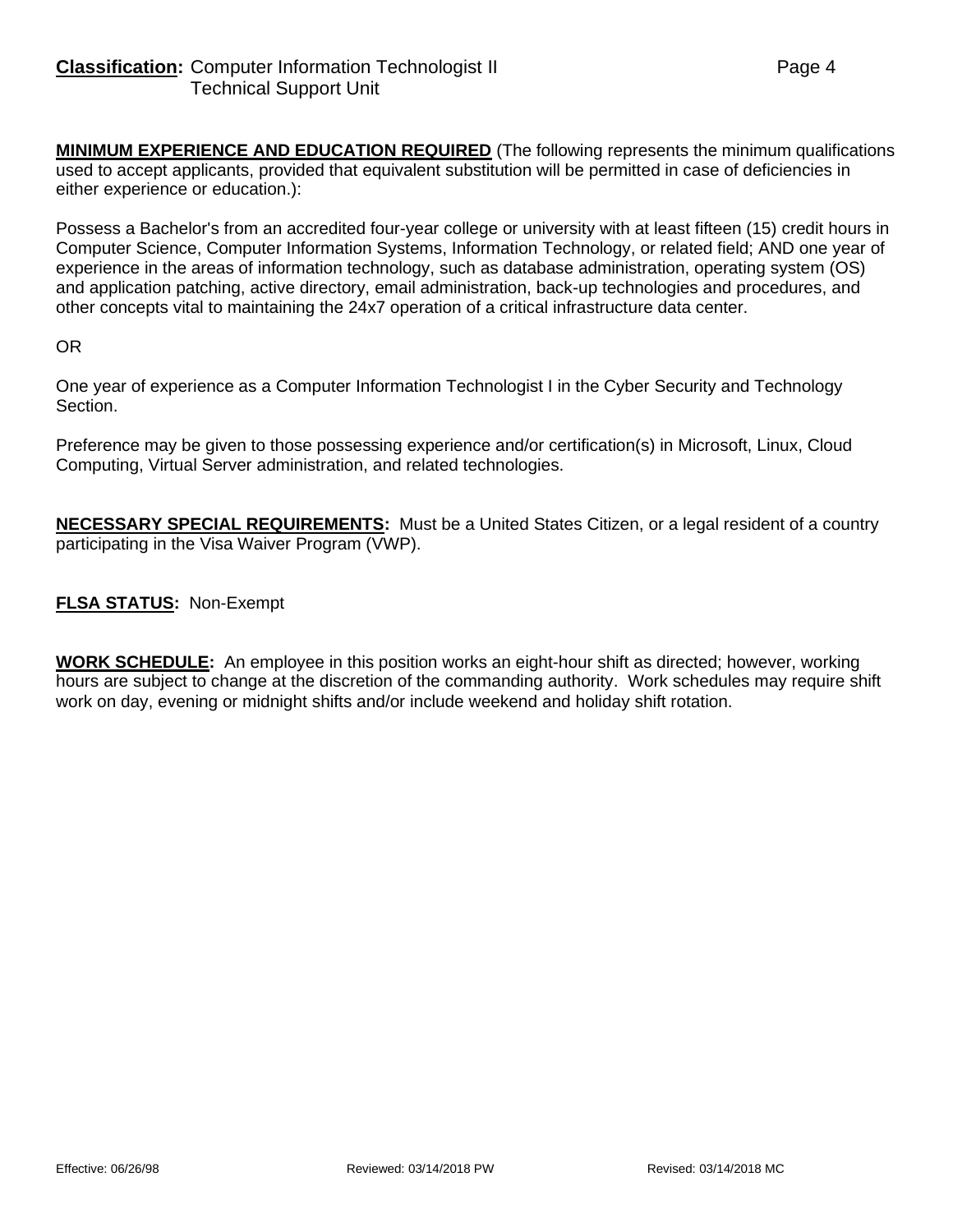**MINIMUM EXPERIENCE AND EDUCATION REQUIRED** (The following represents the minimum qualifications used to accept applicants, provided that equivalent substitution will be permitted in case of deficiencies in either experience or education.):

Possess a Bachelor's from an accredited four-year college or university with at least fifteen (15) credit hours in Computer Science, Computer Information Systems, Information Technology, or related field; AND one year of experience in the areas of information technology, such as database administration, operating system (OS) and application patching, active directory, email administration, back-up technologies and procedures, and other concepts vital to maintaining the 24x7 operation of a critical infrastructure data center.

OR

One year of experience as a Computer Information Technologist I in the Cyber Security and Technology Section.

Preference may be given to those possessing experience and/or certification(s) in Microsoft, Linux, Cloud Computing, Virtual Server administration, and related technologies.

**NECESSARY SPECIAL REQUIREMENTS:** Must be a United States Citizen, or a legal resident of a country participating in the Visa Waiver Program (VWP).

**FLSA STATUS:** Non-Exempt

**WORK SCHEDULE:** An employee in this position works an eight-hour shift as directed; however, working hours are subject to change at the discretion of the commanding authority. Work schedules may require shift work on day, evening or midnight shifts and/or include weekend and holiday shift rotation.

Effective: 06/26/98 Reviewed: 03/14/2018 PW Revised: 03/14/2018 MC